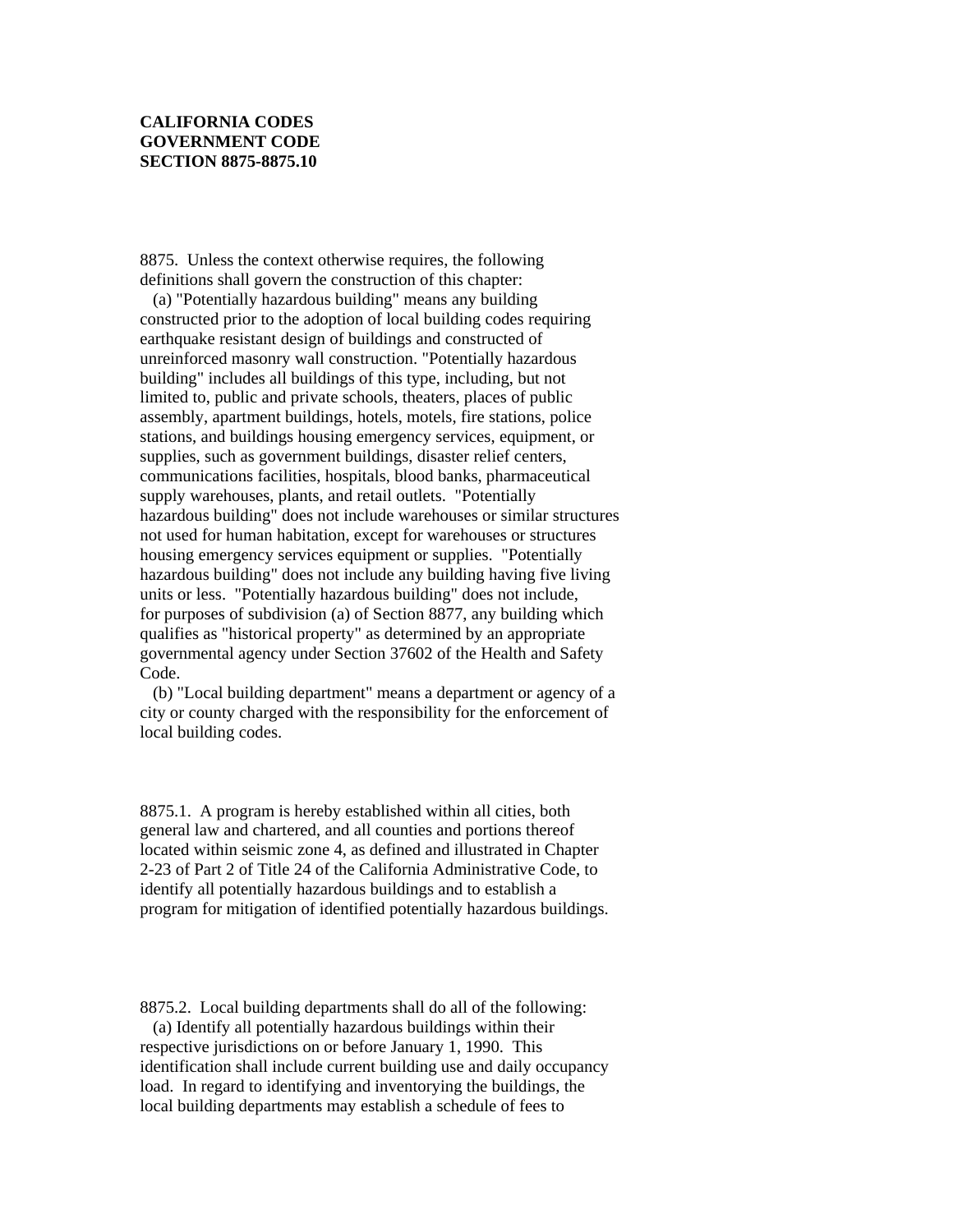**CALIFORNIA CODES**
**GOVERNMENT CODE**
**SECTION 8875-8875.10**

8875. Unless the context otherwise requires, the following definitions shall govern the construction of this chapter:

(a) "Potentially hazardous building" means any building constructed prior to the adoption of local building codes requiring earthquake resistant design of buildings and constructed of unreinforced masonry wall construction. "Potentially hazardous building" includes all buildings of this type, including, but not limited to, public and private schools, theaters, places of public assembly, apartment buildings, hotels, motels, fire stations, police stations, and buildings housing emergency services, equipment, or supplies, such as government buildings, disaster relief centers, communications facilities, hospitals, blood banks, pharmaceutical supply warehouses, plants, and retail outlets. "Potentially hazardous building" does not include warehouses or similar structures not used for human habitation, except for warehouses or structures housing emergency services equipment or supplies. "Potentially hazardous building" does not include any building having five living units or less. "Potentially hazardous building" does not include, for purposes of subdivision (a) of Section 8877, any building which qualifies as "historical property" as determined by an appropriate governmental agency under Section 37602 of the Health and Safety Code.

(b) "Local building department" means a department or agency of a city or county charged with the responsibility for the enforcement of local building codes.

8875.1. A program is hereby established within all cities, both general law and chartered, and all counties and portions thereof located within seismic zone 4, as defined and illustrated in Chapter 2-23 of Part 2 of Title 24 of the California Administrative Code, to identify all potentially hazardous buildings and to establish a program for mitigation of identified potentially hazardous buildings.

8875.2. Local building departments shall do all of the following:

(a) Identify all potentially hazardous buildings within their respective jurisdictions on or before January 1, 1990. This identification shall include current building use and daily occupancy load. In regard to identifying and inventorying the buildings, the local building departments may establish a schedule of fees to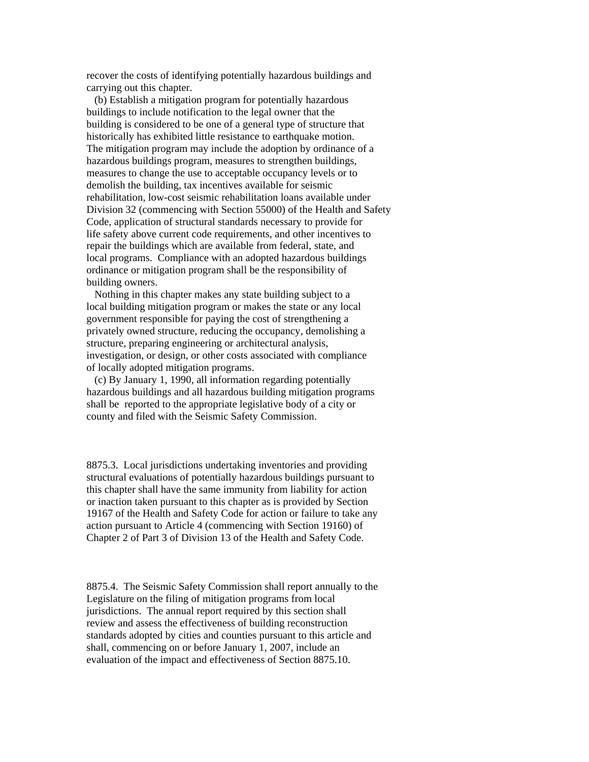recover the costs of identifying potentially hazardous buildings and carrying out this chapter.

(b) Establish a mitigation program for potentially hazardous buildings to include notification to the legal owner that the building is considered to be one of a general type of structure that historically has exhibited little resistance to earthquake motion. The mitigation program may include the adoption by ordinance of a hazardous buildings program, measures to strengthen buildings, measures to change the use to acceptable occupancy levels or to demolish the building, tax incentives available for seismic rehabilitation, low-cost seismic rehabilitation loans available under Division 32 (commencing with Section 55000) of the Health and Safety Code, application of structural standards necessary to provide for life safety above current code requirements, and other incentives to repair the buildings which are available from federal, state, and local programs. Compliance with an adopted hazardous buildings ordinance or mitigation program shall be the responsibility of building owners.

Nothing in this chapter makes any state building subject to a local building mitigation program or makes the state or any local government responsible for paying the cost of strengthening a privately owned structure, reducing the occupancy, demolishing a structure, preparing engineering or architectural analysis, investigation, or design, or other costs associated with compliance of locally adopted mitigation programs.

(c) By January 1, 1990, all information regarding potentially hazardous buildings and all hazardous building mitigation programs shall be reported to the appropriate legislative body of a city or county and filed with the Seismic Safety Commission.

8875.3. Local jurisdictions undertaking inventories and providing structural evaluations of potentially hazardous buildings pursuant to this chapter shall have the same immunity from liability for action or inaction taken pursuant to this chapter as is provided by Section 19167 of the Health and Safety Code for action or failure to take any action pursuant to Article 4 (commencing with Section 19160) of Chapter 2 of Part 3 of Division 13 of the Health and Safety Code.

8875.4. The Seismic Safety Commission shall report annually to the Legislature on the filing of mitigation programs from local jurisdictions. The annual report required by this section shall review and assess the effectiveness of building reconstruction standards adopted by cities and counties pursuant to this article and shall, commencing on or before January 1, 2007, include an evaluation of the impact and effectiveness of Section 8875.10.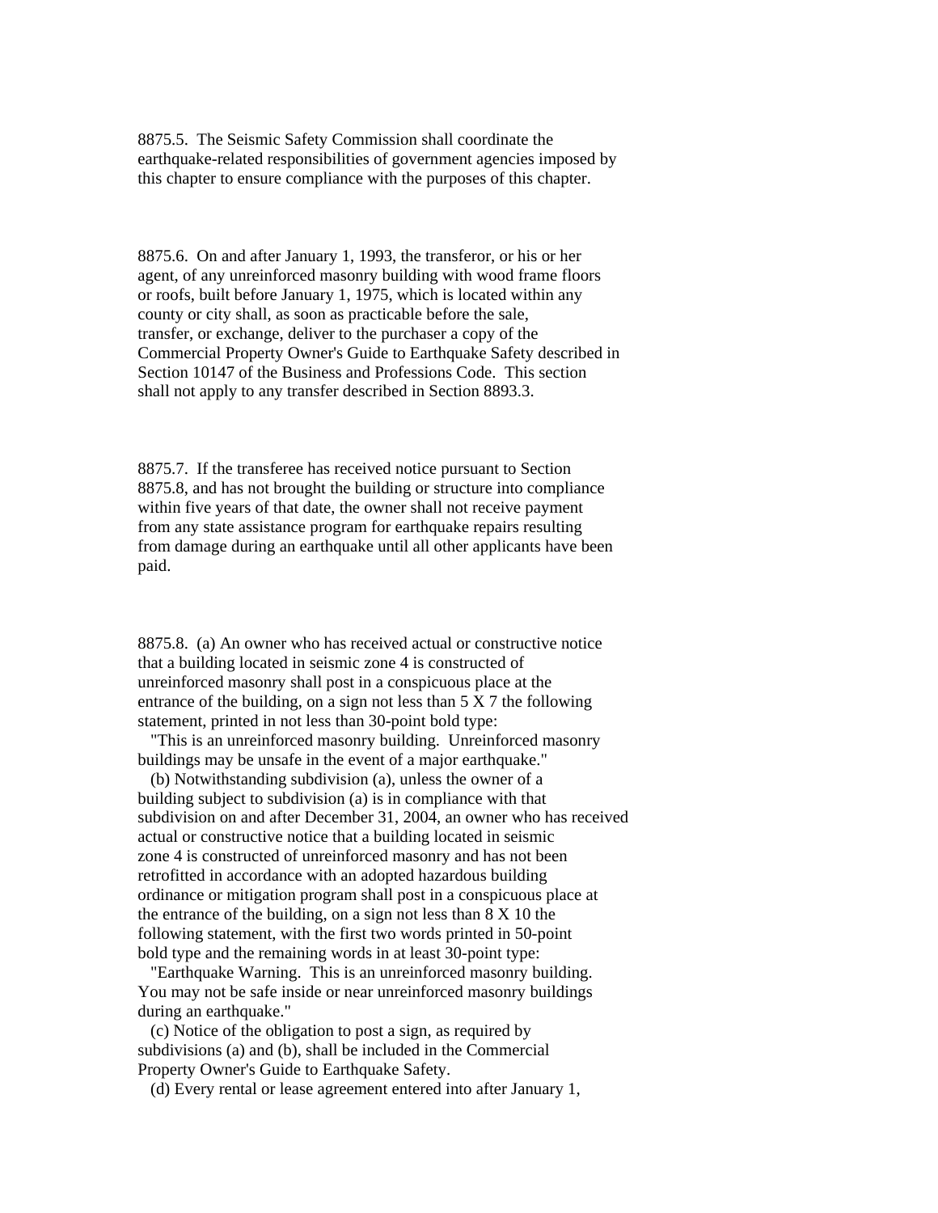8875.5. The Seismic Safety Commission shall coordinate the earthquake-related responsibilities of government agencies imposed by this chapter to ensure compliance with the purposes of this chapter.

8875.6. On and after January 1, 1993, the transferor, or his or her agent, of any unreinforced masonry building with wood frame floors or roofs, built before January 1, 1975, which is located within any county or city shall, as soon as practicable before the sale, transfer, or exchange, deliver to the purchaser a copy of the Commercial Property Owner's Guide to Earthquake Safety described in Section 10147 of the Business and Professions Code. This section shall not apply to any transfer described in Section 8893.3.

8875.7. If the transferee has received notice pursuant to Section 8875.8, and has not brought the building or structure into compliance within five years of that date, the owner shall not receive payment from any state assistance program for earthquake repairs resulting from damage during an earthquake until all other applicants have been paid.

8875.8. (a) An owner who has received actual or constructive notice that a building located in seismic zone 4 is constructed of unreinforced masonry shall post in a conspicuous place at the entrance of the building, on a sign not less than 5 X 7 the following statement, printed in not less than 30-point bold type:

"This is an unreinforced masonry building. Unreinforced masonry buildings may be unsafe in the event of a major earthquake."

(b) Notwithstanding subdivision (a), unless the owner of a building subject to subdivision (a) is in compliance with that subdivision on and after December 31, 2004, an owner who has received actual or constructive notice that a building located in seismic zone 4 is constructed of unreinforced masonry and has not been retrofitted in accordance with an adopted hazardous building ordinance or mitigation program shall post in a conspicuous place at the entrance of the building, on a sign not less than 8 X 10 the following statement, with the first two words printed in 50-point bold type and the remaining words in at least 30-point type:

"Earthquake Warning. This is an unreinforced masonry building. You may not be safe inside or near unreinforced masonry buildings during an earthquake."

(c) Notice of the obligation to post a sign, as required by subdivisions (a) and (b), shall be included in the Commercial Property Owner's Guide to Earthquake Safety.

(d) Every rental or lease agreement entered into after January 1,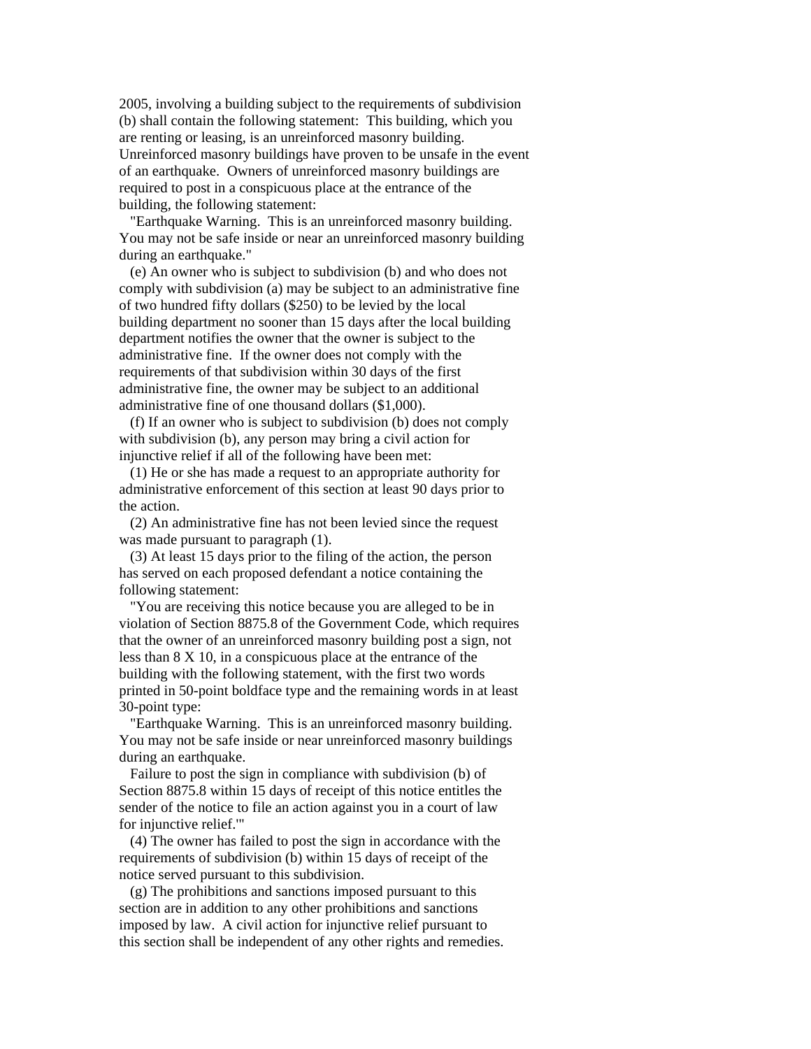2005, involving a building subject to the requirements of subdivision (b) shall contain the following statement: This building, which you are renting or leasing, is an unreinforced masonry building. Unreinforced masonry buildings have proven to be unsafe in the event of an earthquake. Owners of unreinforced masonry buildings are required to post in a conspicuous place at the entrance of the building, the following statement:

"Earthquake Warning. This is an unreinforced masonry building. You may not be safe inside or near an unreinforced masonry building during an earthquake."

(e) An owner who is subject to subdivision (b) and who does not comply with subdivision (a) may be subject to an administrative fine of two hundred fifty dollars ($250) to be levied by the local building department no sooner than 15 days after the local building department notifies the owner that the owner is subject to the administrative fine. If the owner does not comply with the requirements of that subdivision within 30 days of the first administrative fine, the owner may be subject to an additional administrative fine of one thousand dollars ($1,000).

(f) If an owner who is subject to subdivision (b) does not comply with subdivision (b), any person may bring a civil action for injunctive relief if all of the following have been met:

(1) He or she has made a request to an appropriate authority for administrative enforcement of this section at least 90 days prior to the action.

(2) An administrative fine has not been levied since the request was made pursuant to paragraph (1).

(3) At least 15 days prior to the filing of the action, the person has served on each proposed defendant a notice containing the following statement:

"You are receiving this notice because you are alleged to be in violation of Section 8875.8 of the Government Code, which requires that the owner of an unreinforced masonry building post a sign, not less than 8 X 10, in a conspicuous place at the entrance of the building with the following statement, with the first two words printed in 50-point boldface type and the remaining words in at least 30-point type:

"Earthquake Warning. This is an unreinforced masonry building. You may not be safe inside or near unreinforced masonry buildings during an earthquake.

Failure to post the sign in compliance with subdivision (b) of Section 8875.8 within 15 days of receipt of this notice entitles the sender of the notice to file an action against you in a court of law for injunctive relief.'"

(4) The owner has failed to post the sign in accordance with the requirements of subdivision (b) within 15 days of receipt of the notice served pursuant to this subdivision.

(g) The prohibitions and sanctions imposed pursuant to this section are in addition to any other prohibitions and sanctions imposed by law. A civil action for injunctive relief pursuant to this section shall be independent of any other rights and remedies.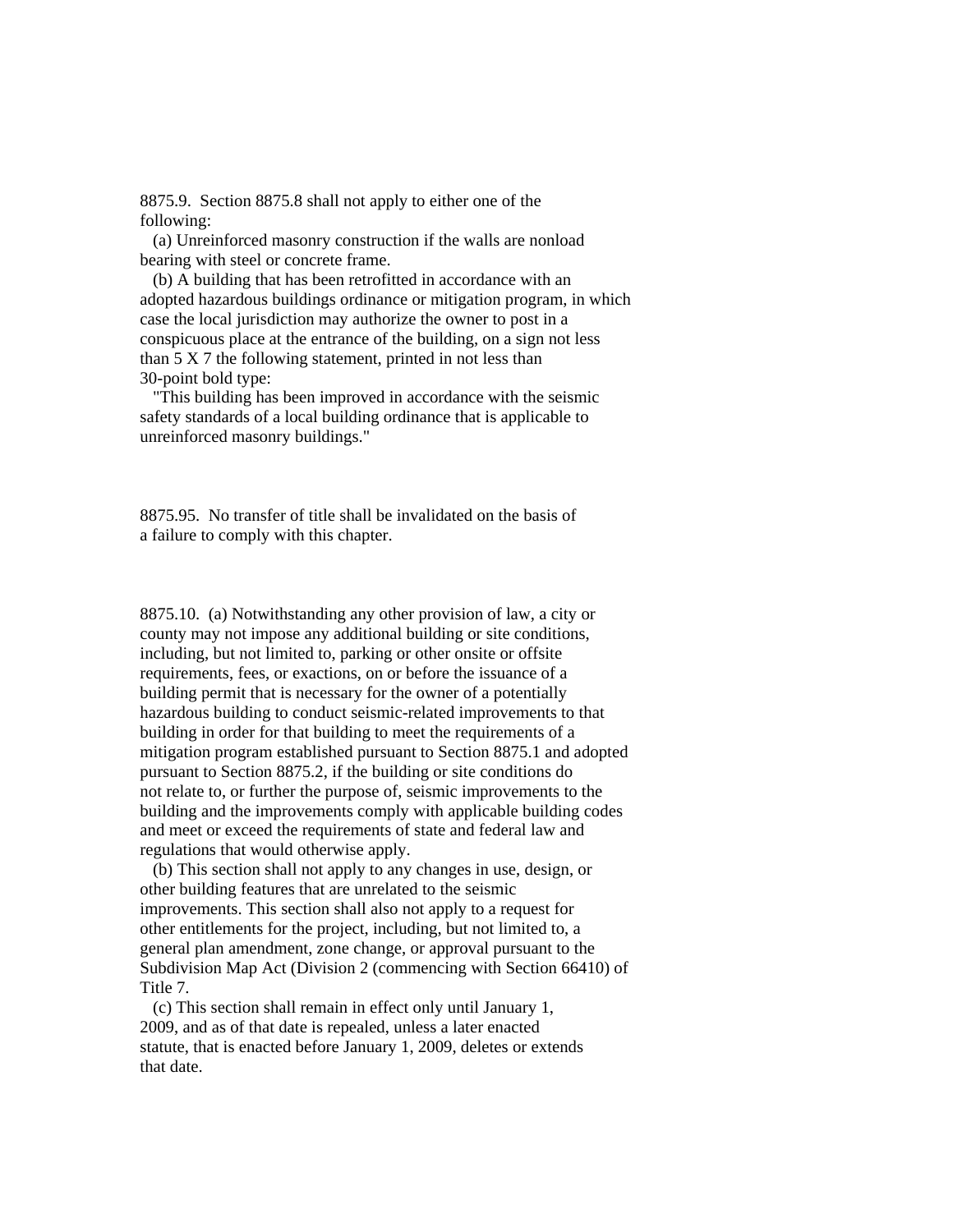8875.9. Section 8875.8 shall not apply to either one of the following:

(a) Unreinforced masonry construction if the walls are nonload bearing with steel or concrete frame.

(b) A building that has been retrofitted in accordance with an adopted hazardous buildings ordinance or mitigation program, in which case the local jurisdiction may authorize the owner to post in a conspicuous place at the entrance of the building, on a sign not less than 5 X 7 the following statement, printed in not less than 30-point bold type:

"This building has been improved in accordance with the seismic safety standards of a local building ordinance that is applicable to unreinforced masonry buildings."

8875.95. No transfer of title shall be invalidated on the basis of a failure to comply with this chapter.

8875.10. (a) Notwithstanding any other provision of law, a city or county may not impose any additional building or site conditions, including, but not limited to, parking or other onsite or offsite requirements, fees, or exactions, on or before the issuance of a building permit that is necessary for the owner of a potentially hazardous building to conduct seismic-related improvements to that building in order for that building to meet the requirements of a mitigation program established pursuant to Section 8875.1 and adopted pursuant to Section 8875.2, if the building or site conditions do not relate to, or further the purpose of, seismic improvements to the building and the improvements comply with applicable building codes and meet or exceed the requirements of state and federal law and regulations that would otherwise apply.

(b) This section shall not apply to any changes in use, design, or other building features that are unrelated to the seismic improvements. This section shall also not apply to a request for other entitlements for the project, including, but not limited to, a general plan amendment, zone change, or approval pursuant to the Subdivision Map Act (Division 2 (commencing with Section 66410) of Title 7.

(c) This section shall remain in effect only until January 1, 2009, and as of that date is repealed, unless a later enacted statute, that is enacted before January 1, 2009, deletes or extends that date.